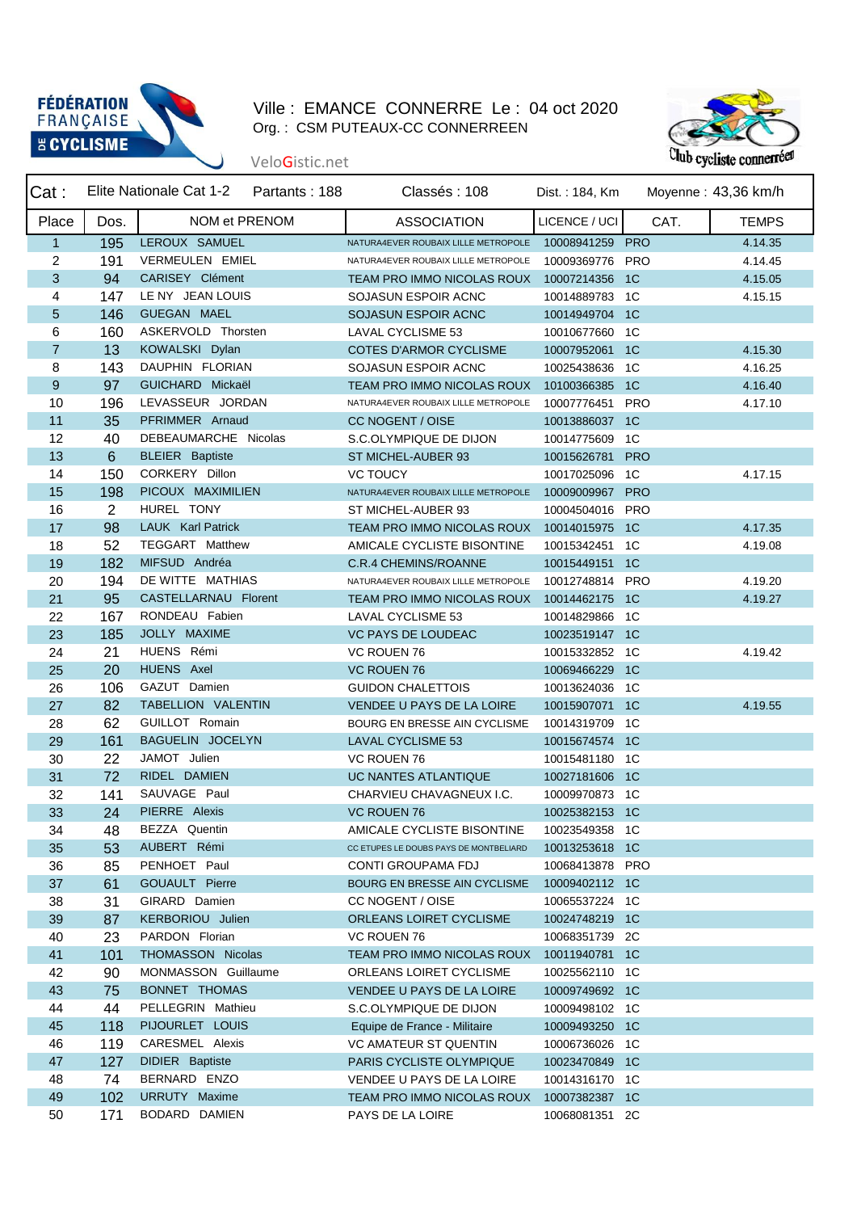FÉDÉRATION FRANÇAISE DE CYCLISME

Ville : EMANCE CONNERRE Le : 04 oct 2020

Org. : CSM PUTEAUX-CC CONNERREEN

VeloGistic.net

Club cycliste connerréen

Cat : Elite Nationale Cat 1-2 Partants : 188 Classés : 108 Dist. : 184, Km Moyenne : 43,36 km/h

| Place | Dos. | NOM et PRENOM | ASSOCIATION | LICENCE / UCI | CAT. | TEMPS |
|---|---|---|---|---|---|---|
| 1 | 195 | LEROUX SAMUEL | NATURA4EVER ROUBAIX LILLE METROPOLE | 10008941259 | PRO | 4.14.35 |
| 2 | 191 | VERMEULEN EMIEL | NATURA4EVER ROUBAIX LILLE METROPOLE | 10009369776 | PRO | 4.14.45 |
| 3 | 94 | CARISEY Clément | TEAM PRO IMMO NICOLAS ROUX | 10007214356 | 1C | 4.15.05 |
| 4 | 147 | LE NY JEAN LOUIS | SOJASUN ESPOIR ACNC | 10014889783 | 1C | 4.15.15 |
| 5 | 146 | GUEGAN MAEL | SOJASUN ESPOIR ACNC | 10014949704 | 1C | |
| 6 | 160 | ASKERVOLD Thorsten | LAVAL CYCLISME 53 | 10010677660 | 1C | |
| 7 | 13 | KOWALSKI Dylan | COTES D'ARMOR CYCLISME | 10007952061 | 1C | 4.15.30 |
| 8 | 143 | DAUPHIN FLORIAN | SOJASUN ESPOIR ACNC | 10025438636 | 1C | 4.16.25 |
| 9 | 97 | GUICHARD Mickaël | TEAM PRO IMMO NICOLAS ROUX | 10100366385 | 1C | 4.16.40 |
| 10 | 196 | LEVASSEUR JORDAN | NATURA4EVER ROUBAIX LILLE METROPOLE | 10007776451 | PRO | 4.17.10 |
| 11 | 35 | PFRIMMER Arnaud | CC NOGENT / OISE | 10013886037 | 1C | |
| 12 | 40 | DEBEAUMARCHE Nicolas | S.C.OLYMPIQUE DE DIJON | 10014775609 | 1C | |
| 13 | 6 | BLEIER Baptiste | ST MICHEL-AUBER 93 | 10015626781 | PRO | |
| 14 | 150 | CORKERY Dillon | VC TOUCY | 10017025096 | 1C | 4.17.15 |
| 15 | 198 | PICOUX MAXIMILIEN | NATURA4EVER ROUBAIX LILLE METROPOLE | 10009009967 | PRO | |
| 16 | 2 | HUREL TONY | ST MICHEL-AUBER 93 | 10004504016 | PRO | |
| 17 | 98 | LAUK Karl Patrick | TEAM PRO IMMO NICOLAS ROUX | 10014015975 | 1C | 4.17.35 |
| 18 | 52 | TEGGART Matthew | AMICALE CYCLISTE BISONTINE | 10015342451 | 1C | 4.19.08 |
| 19 | 182 | MIFSUD Andréa | C.R.4 CHEMINS/ROANNE | 10015449151 | 1C | |
| 20 | 194 | DE WITTE MATHIAS | NATURA4EVER ROUBAIX LILLE METROPOLE | 10012748814 | PRO | 4.19.20 |
| 21 | 95 | CASTELLARNAU Florent | TEAM PRO IMMO NICOLAS ROUX | 10014462175 | 1C | 4.19.27 |
| 22 | 167 | RONDEAU Fabien | LAVAL CYCLISME 53 | 10014829866 | 1C | |
| 23 | 185 | JOLLY MAXIME | VC PAYS DE LOUDEAC | 10023519147 | 1C | |
| 24 | 21 | HUENS Rémi | VC ROUEN 76 | 10015332852 | 1C | 4.19.42 |
| 25 | 20 | HUENS Axel | VC ROUEN 76 | 10069466229 | 1C | |
| 26 | 106 | GAZUT Damien | GUIDON CHALETTOIS | 10013624036 | 1C | |
| 27 | 82 | TABELLION VALENTIN | VENDEE U PAYS DE LA LOIRE | 10015907071 | 1C | 4.19.55 |
| 28 | 62 | GUILLOT Romain | BOURG EN BRESSE AIN CYCLISME | 10014319709 | 1C | |
| 29 | 161 | BAGUELIN JOCELYN | LAVAL CYCLISME 53 | 10015674574 | 1C | |
| 30 | 22 | JAMOT Julien | VC ROUEN 76 | 10015481180 | 1C | |
| 31 | 72 | RIDEL DAMIEN | UC NANTES ATLANTIQUE | 10027181606 | 1C | |
| 32 | 141 | SAUVAGE Paul | CHARVIEU CHAVAGNEUX I.C. | 10009970873 | 1C | |
| 33 | 24 | PIERRE Alexis | VC ROUEN 76 | 10025382153 | 1C | |
| 34 | 48 | BEZZA Quentin | AMICALE CYCLISTE BISONTINE | 10023549358 | 1C | |
| 35 | 53 | AUBERT Rémi | CC ETUPES LE DOUBS PAYS DE MONTBELIARD | 10013253618 | 1C | |
| 36 | 85 | PENHOET Paul | CONTI GROUPAMA FDJ | 10068413878 | PRO | |
| 37 | 61 | GOUAULT Pierre | BOURG EN BRESSE AIN CYCLISME | 10009402112 | 1C | |
| 38 | 31 | GIRARD Damien | CC NOGENT / OISE | 10065537224 | 1C | |
| 39 | 87 | KERBORIOU Julien | ORLEANS LOIRET CYCLISME | 10024748219 | 1C | |
| 40 | 23 | PARDON Florian | VC ROUEN 76 | 10068351739 | 2C | |
| 41 | 101 | THOMASSON Nicolas | TEAM PRO IMMO NICOLAS ROUX | 10011940781 | 1C | |
| 42 | 90 | MONMASSON Guillaume | ORLEANS LOIRET CYCLISME | 10025562110 | 1C | |
| 43 | 75 | BONNET THOMAS | VENDEE U PAYS DE LA LOIRE | 10009749692 | 1C | |
| 44 | 44 | PELLEGRIN Mathieu | S.C.OLYMPIQUE DE DIJON | 10009498102 | 1C | |
| 45 | 118 | PIJOURLET LOUIS | Equipe de France - Militaire | 10009493250 | 1C | |
| 46 | 119 | CARESMEL Alexis | VC AMATEUR ST QUENTIN | 10006736026 | 1C | |
| 47 | 127 | DIDIER Baptiste | PARIS CYCLISTE OLYMPIQUE | 10023470849 | 1C | |
| 48 | 74 | BERNARD ENZO | VENDEE U PAYS DE LA LOIRE | 10014316170 | 1C | |
| 49 | 102 | URRUTY Maxime | TEAM PRO IMMO NICOLAS ROUX | 10007382387 | 1C | |
| 50 | 171 | BODARD DAMIEN | PAYS DE LA LOIRE | 10068081351 | 2C | |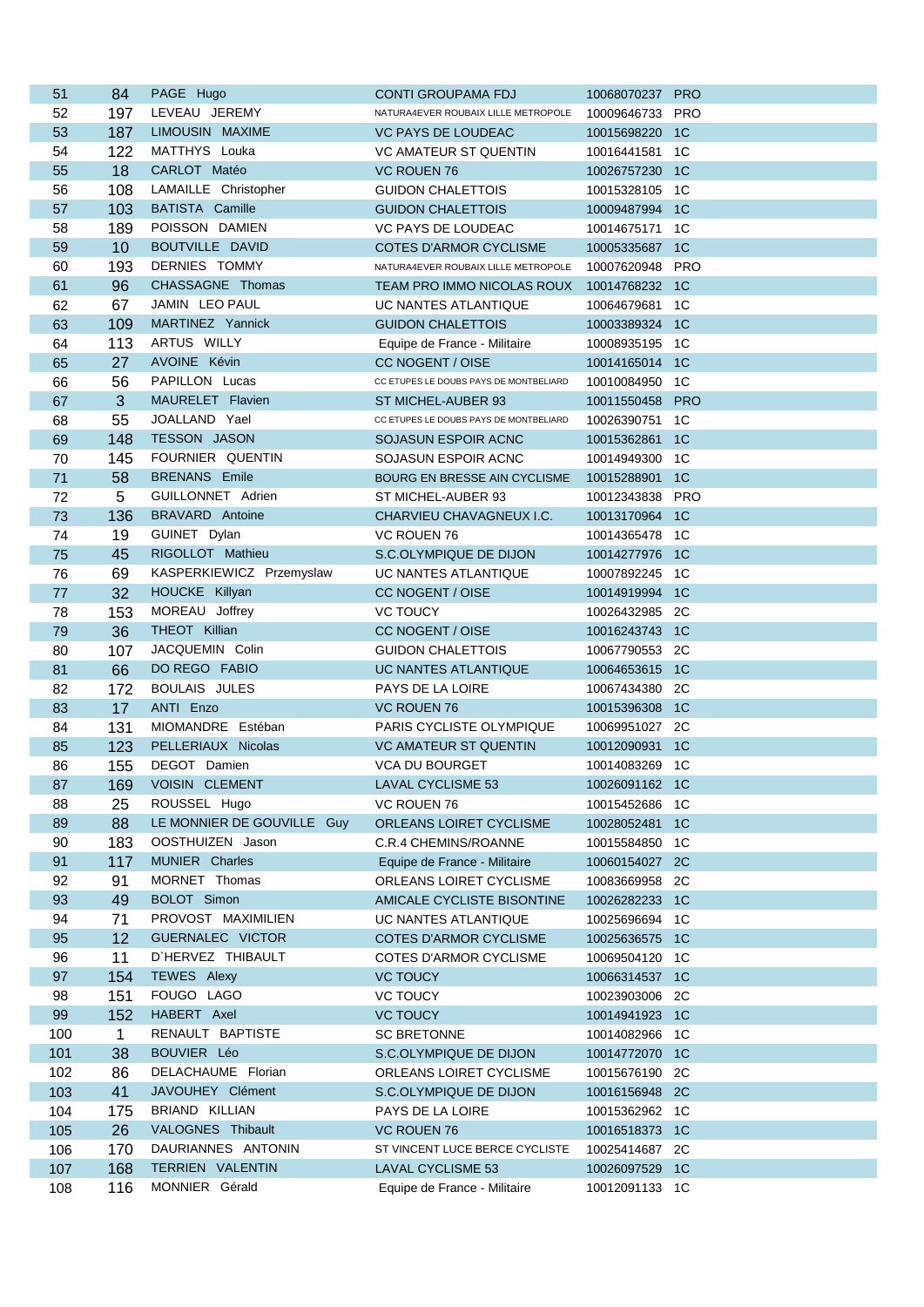| | | | | | |
|---|---|---|---|---|---|
| 51 | 84 | PAGE Hugo | CONTI GROUPAMA FDJ | 10068070237 | PRO |
| 52 | 197 | LEVEAU JEREMY | NATURA4EVER ROUBAIX LILLE METROPOLE | 10009646733 | PRO |
| 53 | 187 | LIMOUSIN MAXIME | VC PAYS DE LOUDEAC | 10015698220 | 1C |
| 54 | 122 | MATTHYS Louka | VC AMATEUR ST QUENTIN | 10016441581 | 1C |
| 55 | 18 | CARLOT Matéo | VC ROUEN 76 | 10026757230 | 1C |
| 56 | 108 | LAMAILLE Christopher | GUIDON CHALETTOIS | 10015328105 | 1C |
| 57 | 103 | BATISTA Camille | GUIDON CHALETTOIS | 10009487994 | 1C |
| 58 | 189 | POISSON DAMIEN | VC PAYS DE LOUDEAC | 10014675171 | 1C |
| 59 | 10 | BOUTVILLE DAVID | COTES D'ARMOR CYCLISME | 10005335687 | 1C |
| 60 | 193 | DERNIES TOMMY | NATURA4EVER ROUBAIX LILLE METROPOLE | 10007620948 | PRO |
| 61 | 96 | CHASSAGNE Thomas | TEAM PRO IMMO NICOLAS ROUX | 10014768232 | 1C |
| 62 | 67 | JAMIN LEO PAUL | UC NANTES ATLANTIQUE | 10064679681 | 1C |
| 63 | 109 | MARTINEZ Yannick | GUIDON CHALETTOIS | 10003389324 | 1C |
| 64 | 113 | ARTUS WILLY | Equipe de France - Militaire | 10008935195 | 1C |
| 65 | 27 | AVOINE Kévin | CC NOGENT / OISE | 10014165014 | 1C |
| 66 | 56 | PAPILLON Lucas | CC ETUPES LE DOUBS PAYS DE MONTBELIARD | 10010084950 | 1C |
| 67 | 3 | MAURELET Flavien | ST MICHEL-AUBER 93 | 10011550458 | PRO |
| 68 | 55 | JOALLAND Yael | CC ETUPES LE DOUBS PAYS DE MONTBELIARD | 10026390751 | 1C |
| 69 | 148 | TESSON JASON | SOJASUN ESPOIR ACNC | 10015362861 | 1C |
| 70 | 145 | FOURNIER QUENTIN | SOJASUN ESPOIR ACNC | 10014949300 | 1C |
| 71 | 58 | BRENANS Emile | BOURG EN BRESSE AIN CYCLISME | 10015288901 | 1C |
| 72 | 5 | GUILLONNET Adrien | ST MICHEL-AUBER 93 | 10012343838 | PRO |
| 73 | 136 | BRAVARD Antoine | CHARVIEU CHAVAGNEUX I.C. | 10013170964 | 1C |
| 74 | 19 | GUINET Dylan | VC ROUEN 76 | 10014365478 | 1C |
| 75 | 45 | RIGOLLOT Mathieu | S.C.OLYMPIQUE DE DIJON | 10014277976 | 1C |
| 76 | 69 | KASPERKIEWICZ Przemyslaw | UC NANTES ATLANTIQUE | 10007892245 | 1C |
| 77 | 32 | HOUCKE Killyan | CC NOGENT / OISE | 10014919994 | 1C |
| 78 | 153 | MOREAU Joffrey | VC TOUCY | 10026432985 | 2C |
| 79 | 36 | THEOT Killian | CC NOGENT / OISE | 10016243743 | 1C |
| 80 | 107 | JACQUEMIN Colin | GUIDON CHALETTOIS | 10067790553 | 2C |
| 81 | 66 | DO REGO FABIO | UC NANTES ATLANTIQUE | 10064653615 | 1C |
| 82 | 172 | BOULAIS JULES | PAYS DE LA LOIRE | 10067434380 | 2C |
| 83 | 17 | ANTI Enzo | VC ROUEN 76 | 10015396308 | 1C |
| 84 | 131 | MIOMANDRE Estéban | PARIS CYCLISTE OLYMPIQUE | 10069951027 | 2C |
| 85 | 123 | PELLERIAUX Nicolas | VC AMATEUR ST QUENTIN | 10012090931 | 1C |
| 86 | 155 | DEGOT Damien | VCA DU BOURGET | 10014083269 | 1C |
| 87 | 169 | VOISIN CLEMENT | LAVAL CYCLISME 53 | 10026091162 | 1C |
| 88 | 25 | ROUSSEL Hugo | VC ROUEN 76 | 10015452686 | 1C |
| 89 | 88 | LE MONNIER DE GOUVILLE Guy | ORLEANS LOIRET CYCLISME | 10028052481 | 1C |
| 90 | 183 | OOSTHUIZEN Jason | C.R.4 CHEMINS/ROANNE | 10015584850 | 1C |
| 91 | 117 | MUNIER Charles | Equipe de France - Militaire | 10060154027 | 2C |
| 92 | 91 | MORNET Thomas | ORLEANS LOIRET CYCLISME | 10083669958 | 2C |
| 93 | 49 | BOLOT Simon | AMICALE CYCLISTE BISONTINE | 10026282233 | 1C |
| 94 | 71 | PROVOST MAXIMILIEN | UC NANTES ATLANTIQUE | 10025696694 | 1C |
| 95 | 12 | GUERNALEC VICTOR | COTES D'ARMOR CYCLISME | 10025636575 | 1C |
| 96 | 11 | D`HERVEZ THIBAULT | COTES D'ARMOR CYCLISME | 10069504120 | 1C |
| 97 | 154 | TEWES Alexy | VC TOUCY | 10066314537 | 1C |
| 98 | 151 | FOUGO LAGO | VC TOUCY | 10023903006 | 2C |
| 99 | 152 | HABERT Axel | VC TOUCY | 10014941923 | 1C |
| 100 | 1 | RENAULT BAPTISTE | SC BRETONNE | 10014082966 | 1C |
| 101 | 38 | BOUVIER Léo | S.C.OLYMPIQUE DE DIJON | 10014772070 | 1C |
| 102 | 86 | DELACHAUME Florian | ORLEANS LOIRET CYCLISME | 10015676190 | 2C |
| 103 | 41 | JAVOUHEY Clément | S.C.OLYMPIQUE DE DIJON | 10016156948 | 2C |
| 104 | 175 | BRIAND KILLIAN | PAYS DE LA LOIRE | 10015362962 | 1C |
| 105 | 26 | VALOGNES Thibault | VC ROUEN 76 | 10016518373 | 1C |
| 106 | 170 | DAURIANNES ANTONIN | ST VINCENT LUCE BERCE CYCLISTE | 10025414687 | 2C |
| 107 | 168 | TERRIEN VALENTIN | LAVAL CYCLISME 53 | 10026097529 | 1C |
| 108 | 116 | MONNIER Gérald | Equipe de France - Militaire | 10012091133 | 1C |